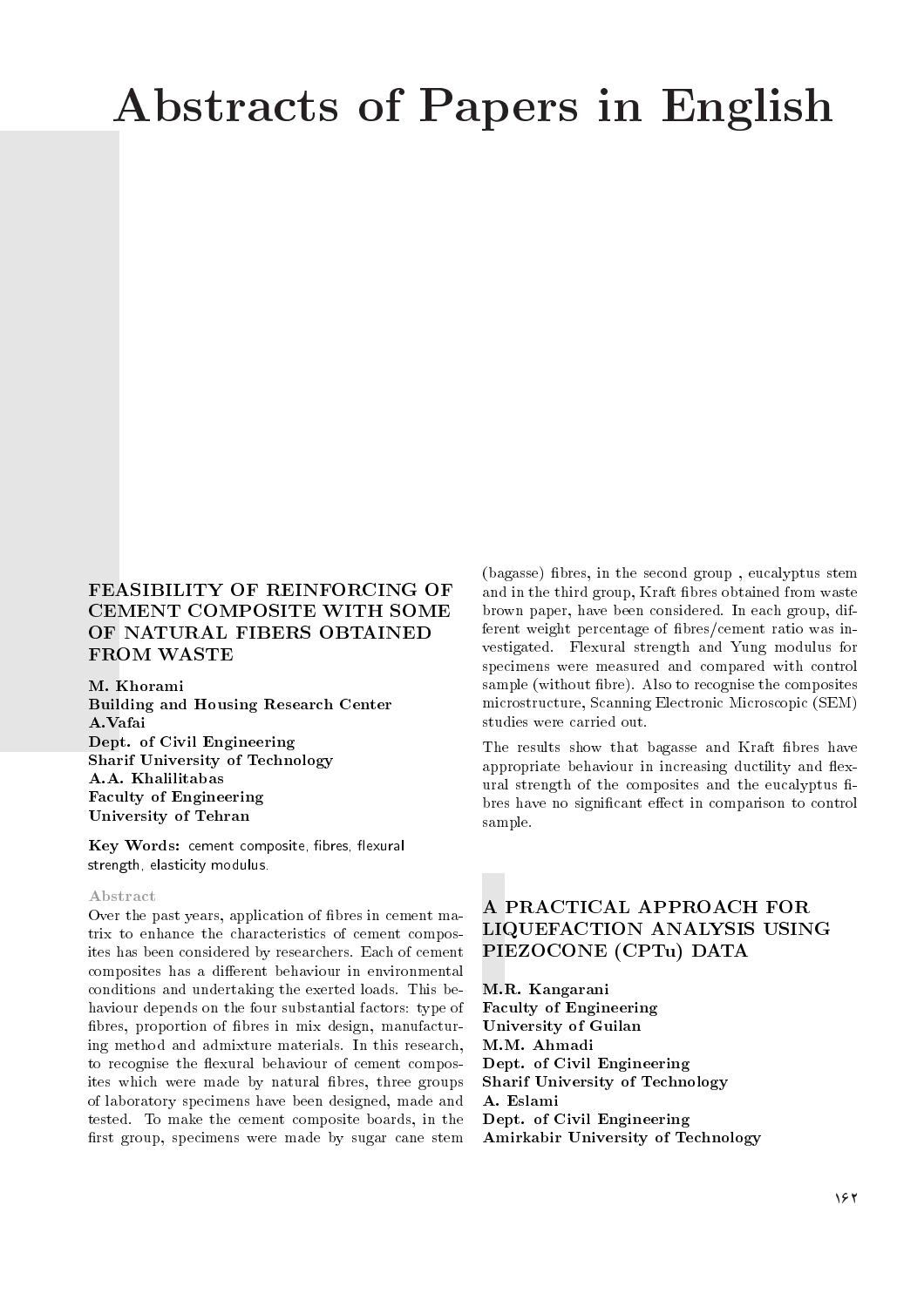# Abstracts of Papers in English

## FEASIBILITY OF REINFORCING OF CEMENT COMPOSITE WITH SOME OF NATURAL FIBERS OBTAINED FROM WASTE

**M. Khorami**
**Building and Housing Research Center**
**A.Vafai**
**Dept. of Civil Engineering**
**Sharif University of Technology**
**A.A. Khalilitabas**
**Faculty of Engineering**
**University of Tehran**

**Key Words:** cement composite, fibres, flexural strength, elasticity modulus.

### Abstract

Over the past years, application of fibres in cement matrix to enhance the characteristics of cement composites has been considered by researchers. Each of cement composites has a different behaviour in environmental conditions and undertaking the exerted loads. This behaviour depends on the four substantial factors: type of fibres, proportion of fibres in mix design, manufacturing method and admixture materials. In this research, to recognise the flexural behaviour of cement composites which were made by natural fibres, three groups of laboratory specimens have been designed, made and tested. To make the cement composite boards, in the first group, specimens were made by sugar cane stem (bagasse) fibres, in the second group , eucalyptus stem and in the third group, Kraft fibres obtained from waste brown paper, have been considered. In each group, different weight percentage of fibres/cement ratio was investigated. Flexural strength and Yung modulus for specimens were measured and compared with control sample (without fibre). Also to recognise the composites microstructure, Scanning Electronic Microscopic (SEM) studies were carried out.

The results show that bagasse and Kraft fibres have appropriate behaviour in increasing ductility and flexural strength of the composites and the eucalyptus fibres have no significant effect in comparison to control sample.

## A PRACTICAL APPROACH FOR LIQUEFACTION ANALYSIS USING PIEZOCONE (CPTu) DATA

**M.R. Kangarani**
**Faculty of Engineering**
**University of Guilan**
**M.M. Ahmadi**
**Dept. of Civil Engineering**
**Sharif University of Technology**
**A. Eslami**
**Dept. of Civil Engineering**
**Amirkabir University of Technology**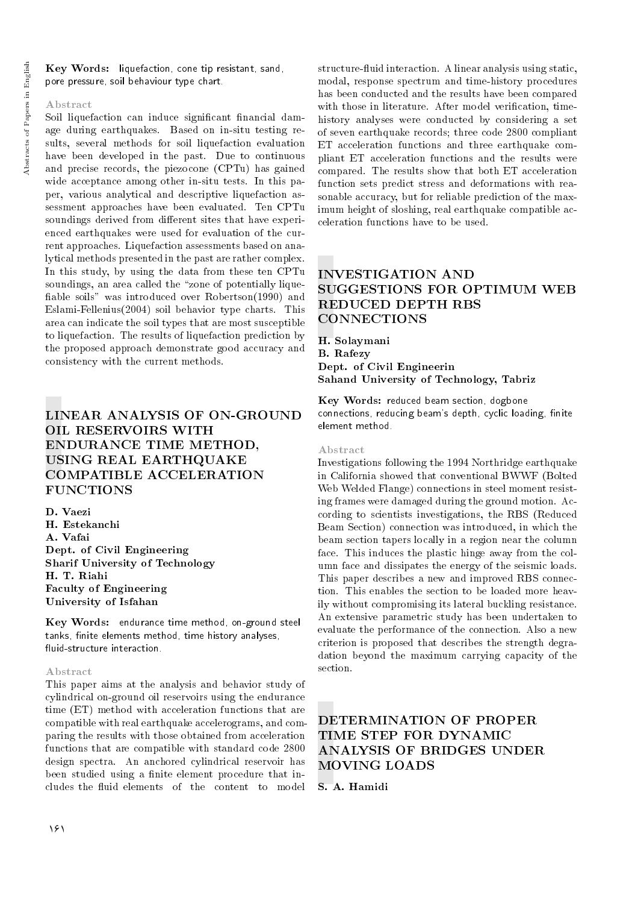**Key Words:** liquefaction, cone tip resistant, sand, pore pressure, soil behaviour type chart.

### Abstract

Soil liquefaction can induce significant financial damage during earthquakes. Based on in-situ testing results, several methods for soil liquefaction evaluation have been developed in the past. Due to continuous and precise records, the piezocone (CPTu) has gained wide acceptance among other in-situ tests. In this paper, various analytical and descriptive liquefaction assessment approaches have been evaluated. Ten CPTu soundings derived from different sites that have experienced earthquakes were used for evaluation of the current approaches. Liquefaction assessments based on analytical methods presented in the past are rather complex. In this study, by using the data from these ten CPTu soundings, an area called the "zone of potentially liquefiable soils" was introduced over Robertson(1990) and Eslami-Fellenius(2004) soil behavior type charts. This area can indicate the soil types that are most susceptible to liquefaction. The results of liquefaction prediction by the proposed approach demonstrate good accuracy and consistency with the current methods.

## LINEAR ANALYSIS OF ON-GROUND OIL RESERVOIRS WITH ENDURANCE TIME METHOD, USING REAL EARTHQUAKE COMPATIBLE ACCELERATION FUNCTIONS

**D. Vaezi**
**H. Estekanchi**
**A. Vafai**
**Dept. of Civil Engineering**
**Sharif University of Technology**
**H. T. Riahi**
**Faculty of Engineering**
**University of Isfahan**

**Key Words:** endurance time method, on-ground steel tanks, finite elements method, time history analyses, fluid-structure interaction.

### Abstract

This paper aims at the analysis and behavior study of cylindrical on-ground oil reservoirs using the endurance time (ET) method with acceleration functions that are compatible with real earthquake accelerograms, and comparing the results with those obtained from acceleration functions that are compatible with standard code 2800 design spectra. An anchored cylindrical reservoir has been studied using a finite element procedure that includes the fluid elements of the content to model structure-fluid interaction. A linear analysis using static, modal, response spectrum and time-history procedures has been conducted and the results have been compared with those in literature. After model verification, time-history analyses were conducted by considering a set of seven earthquake records; three code 2800 compliant ET acceleration functions and three earthquake compliant ET acceleration functions and the results were compared. The results show that both ET acceleration function sets predict stress and deformations with reasonable accuracy, but for reliable prediction of the maximum height of sloshing, real earthquake compatible acceleration functions have to be used.

## INVESTIGATION AND SUGGESTIONS FOR OPTIMUM WEB REDUCED DEPTH RBS CONNECTIONS

**H. Solaymani**
**B. Rafezy**
**Dept. of Civil Engineerin**
**Sahand University of Technology, Tabriz**

**Key Words:** reduced beam section, dogbone connections, reducing beam's depth, cyclic loading, finite element method.

### Abstract

Investigations following the 1994 Northridge earthquake in California showed that conventional BWWF (Bolted Web Welded Flange) connections in steel moment resisting frames were damaged during the ground motion. According to scientists investigations, the RBS (Reduced Beam Section) connection was introduced, in which the beam section tapers locally in a region near the column face. This induces the plastic hinge away from the column face and dissipates the energy of the seismic loads. This paper describes a new and improved RBS connection. This enables the section to be loaded more heavily without compromising its lateral buckling resistance. An extensive parametric study has been undertaken to evaluate the performance of the connection. Also a new criterion is proposed that describes the strength degradation beyond the maximum carrying capacity of the section.

## DETERMINATION OF PROPER TIME STEP FOR DYNAMIC ANALYSIS OF BRIDGES UNDER MOVING LOADS

**S. A. Hamidi**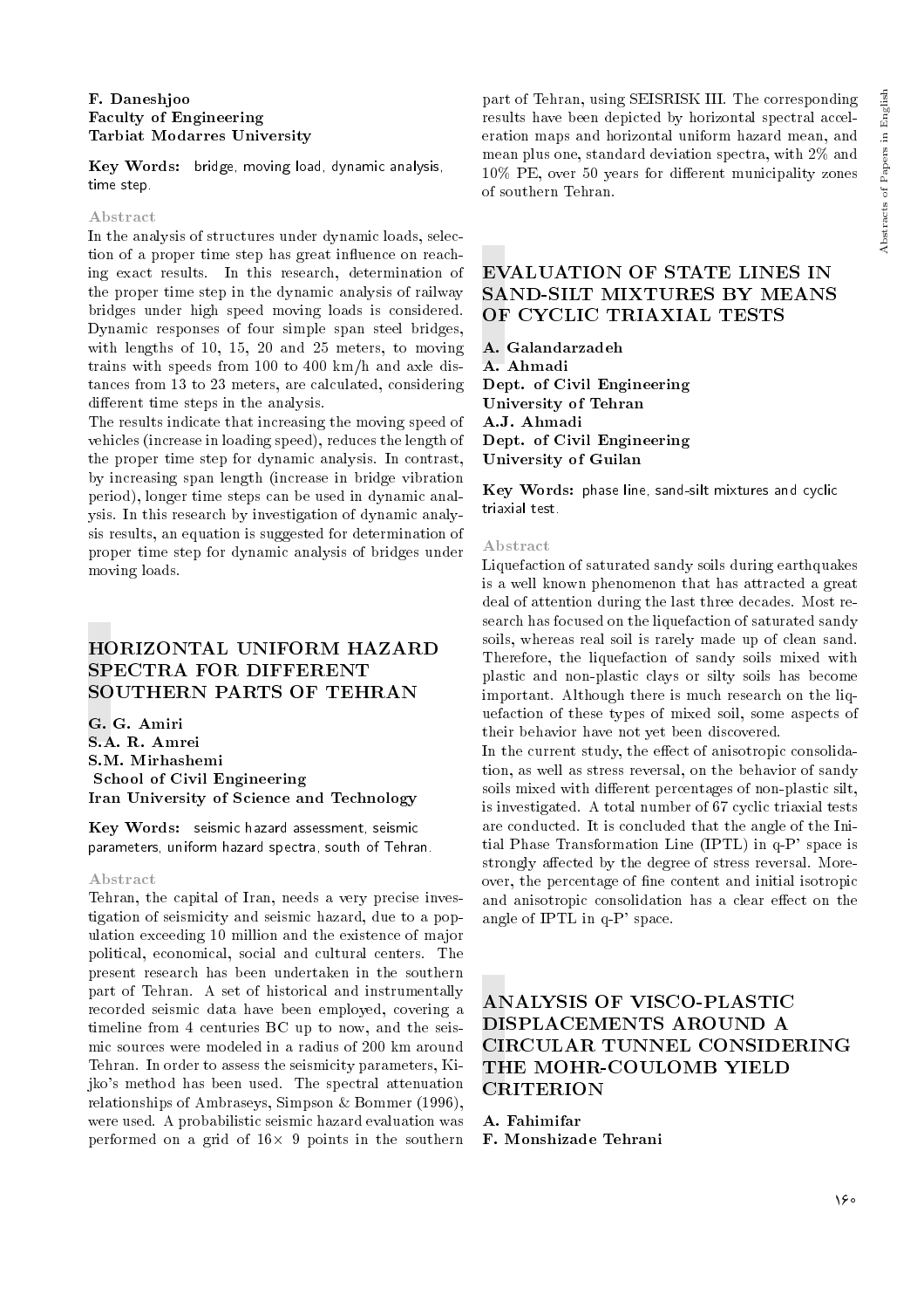**F. Daneshjoo**
**Faculty of Engineering**
**Tarbiat Modarres University**

**Key Words:** bridge, moving load, dynamic analysis, time step.

Abstract

In the analysis of structures under dynamic loads, selection of a proper time step has great influence on reaching exact results. In this research, determination of the proper time step in the dynamic analysis of railway bridges under high speed moving loads is considered. Dynamic responses of four simple span steel bridges, with lengths of 10, 15, 20 and 25 meters, to moving trains with speeds from 100 to 400 km/h and axle distances from 13 to 23 meters, are calculated, considering different time steps in the analysis.

The results indicate that increasing the moving speed of vehicles (increase in loading speed), reduces the length of the proper time step for dynamic analysis. In contrast, by increasing span length (increase in bridge vibration period), longer time steps can be used in dynamic analysis. In this research by investigation of dynamic analysis results, an equation is suggested for determination of proper time step for dynamic analysis of bridges under moving loads.

# HORIZONTAL UNIFORM HAZARD SPECTRA FOR DIFFERENT SOUTHERN PARTS OF TEHRAN

**G. G. Amiri**
**S.A. R. Amrei**
**S.M. Mirhashemi**
**School of Civil Engineering**
**Iran University of Science and Technology**

**Key Words:** seismic hazard assessment, seismic parameters, uniform hazard spectra, south of Tehran.

Abstract

Tehran, the capital of Iran, needs a very precise investigation of seismicity and seismic hazard, due to a population exceeding 10 million and the existence of major political, economical, social and cultural centers. The present research has been undertaken in the southern part of Tehran. A set of historical and instrumentally recorded seismic data have been employed, covering a timeline from 4 centuries BC up to now, and the seismic sources were modeled in a radius of 200 km around Tehran. In order to assess the seismicity parameters, Kijko's method has been used. The spectral attenuation relationships of Ambraseys, Simpson & Bommer (1996), were used. A probabilistic seismic hazard evaluation was performed on a grid of $16\times$ 9 points in the southern part of Tehran, using SEISRISK III. The corresponding results have been depicted by horizontal spectral acceleration maps and horizontal uniform hazard mean, and mean plus one, standard deviation spectra, with 2% and 10% PE, over 50 years for different municipality zones of southern Tehran.

# EVALUATION OF STATE LINES IN SAND-SILT MIXTURES BY MEANS OF CYCLIC TRIAXIAL TESTS

**A. Galandarzadeh**
**A. Ahmadi**
**Dept. of Civil Engineering**
**University of Tehran**
**A.J. Ahmadi**
**Dept. of Civil Engineering**
**University of Guilan**

**Key Words:** phase line, sand-silt mixtures and cyclic triaxial test.

Abstract

Liquefaction of saturated sandy soils during earthquakes is a well known phenomenon that has attracted a great deal of attention during the last three decades. Most research has focused on the liquefaction of saturated sandy soils, whereas real soil is rarely made up of clean sand. Therefore, the liquefaction of sandy soils mixed with plastic and non-plastic clays or silty soils has become important. Although there is much research on the liquefaction of these types of mixed soil, some aspects of their behavior have not yet been discovered.

In the current study, the effect of anisotropic consolidation, as well as stress reversal, on the behavior of sandy soils mixed with different percentages of non-plastic silt, is investigated. A total number of 67 cyclic triaxial tests are conducted. It is concluded that the angle of the Initial Phase Transformation Line (IPTL) in q-P' space is strongly affected by the degree of stress reversal. Moreover, the percentage of fine content and initial isotropic and anisotropic consolidation has a clear effect on the angle of IPTL in q-P' space.

# ANALYSIS OF VISCO-PLASTIC DISPLACEMENTS AROUND A CIRCULAR TUNNEL CONSIDERING THE MOHR-COULOMB YIELD CRITERION

**A. Fahimifar**
**F. Monshizade Tehrani**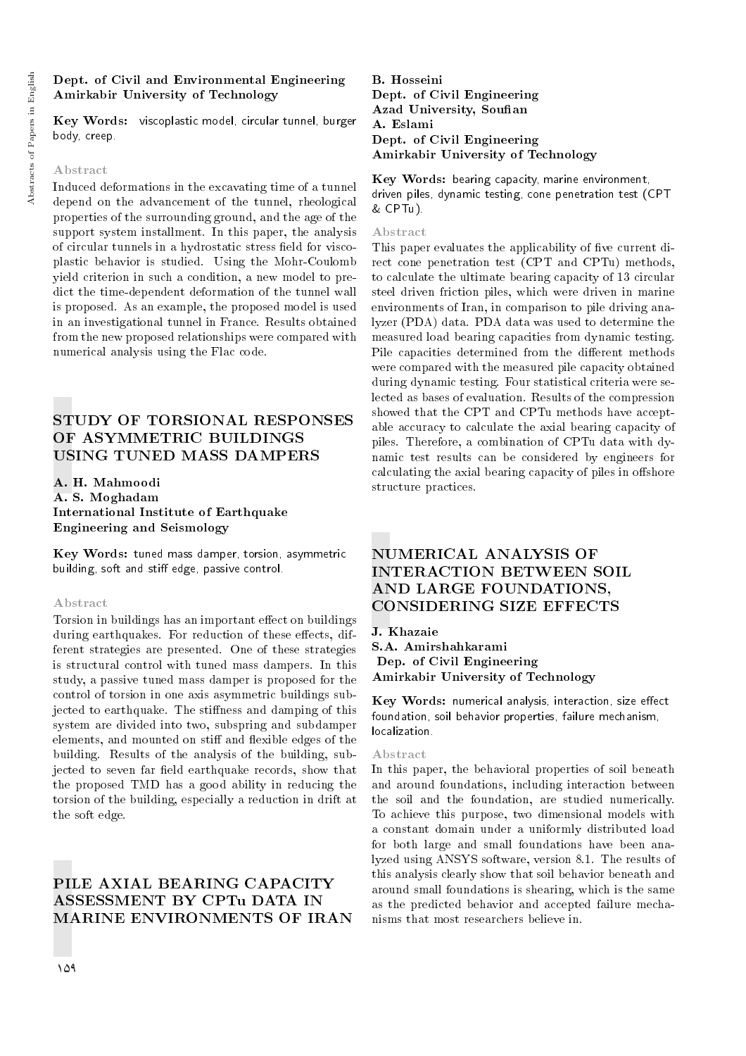**Dept. of Civil and Environmental Engineering**
**Amirkabir University of Technology**

**Key Words:** viscoplastic model, circular tunnel, burger body, creep.

Abstract

Induced deformations in the excavating time of a tunnel depend on the advancement of the tunnel, rheological properties of the surrounding ground, and the age of the support system installment. In this paper, the analysis of circular tunnels in a hydrostatic stress field for viscoplastic behavior is studied. Using the Mohr-Coulomb yield criterion in such a condition, a new model to predict the time-dependent deformation of the tunnel wall is proposed. As an example, the proposed model is used in an investigational tunnel in France. Results obtained from the new proposed relationships were compared with numerical analysis using the Flac code.

## STUDY OF TORSIONAL RESPONSES OF ASYMMETRIC BUILDINGS USING TUNED MASS DAMPERS

**A. H. Mahmoodi**
**A. S. Moghadam**
**International Institute of Earthquake Engineering and Seismology**

**Key Words:** tuned mass damper, torsion, asymmetric building, soft and stiff edge, passive control.

Abstract

Torsion in buildings has an important effect on buildings during earthquakes. For reduction of these effects, different strategies are presented. One of these strategies is structural control with tuned mass dampers. In this study, a passive tuned mass damper is proposed for the control of torsion in one axis asymmetric buildings subjected to earthquake. The stiffness and damping of this system are divided into two, subspring and subdamper elements, and mounted on stiff and flexible edges of the building. Results of the analysis of the building, subjected to seven far field earthquake records, show that the proposed TMD has a good ability in reducing the torsion of the building, especially a reduction in drift at the soft edge.

## PILE AXIAL BEARING CAPACITY ASSESSMENT BY CPTu DATA IN MARINE ENVIRONMENTS OF IRAN

**B. Hosseini**
**Dept. of Civil Engineering**
**Azad University, Soufian**
**A. Eslami**
**Dept. of Civil Engineering**
**Amirkabir University of Technology**

**Key Words:** bearing capacity, marine environment, driven piles, dynamic testing, cone penetration test (CPT & CPTu).

Abstract

This paper evaluates the applicability of five current direct cone penetration test (CPT and CPTu) methods, to calculate the ultimate bearing capacity of 13 circular steel driven friction piles, which were driven in marine environments of Iran, in comparison to pile driving analyzer (PDA) data. PDA data was used to determine the measured load bearing capacities from dynamic testing. Pile capacities determined from the different methods were compared with the measured pile capacity obtained during dynamic testing. Four statistical criteria were selected as bases of evaluation. Results of the compression showed that the CPT and CPTu methods have acceptable accuracy to calculate the axial bearing capacity of piles. Therefore, a combination of CPTu data with dynamic test results can be considered by engineers for calculating the axial bearing capacity of piles in offshore structure practices.

## NUMERICAL ANALYSIS OF INTERACTION BETWEEN SOIL AND LARGE FOUNDATIONS, CONSIDERING SIZE EFFECTS

**J. Khazaie**
**S.A. Amirshahkarami**
**Dep. of Civil Engineering**
**Amirkabir University of Technology**

**Key Words:** numerical analysis, interaction, size effect foundation, soil behavior properties, failure mechanism, localization.

Abstract

In this paper, the behavioral properties of soil beneath and around foundations, including interaction between the soil and the foundation, are studied numerically. To achieve this purpose, two dimensional models with a constant domain under a uniformly distributed load for both large and small foundations have been analyzed using ANSYS software, version 8.1. The results of this analysis clearly show that soil behavior beneath and around small foundations is shearing, which is the same as the predicted behavior and accepted failure mechanisms that most researchers believe in.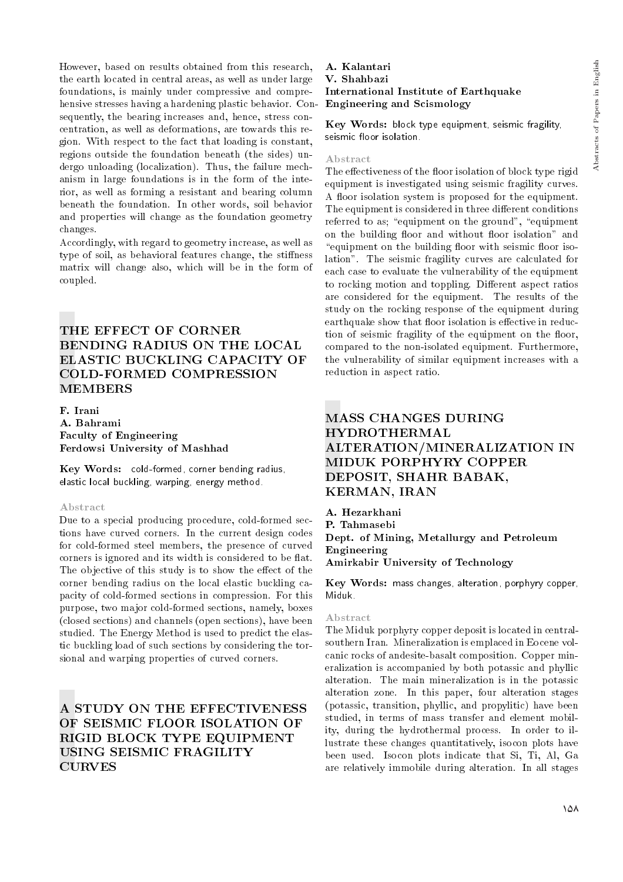However, based on results obtained from this research, the earth located in central areas, as well as under large foundations, is mainly under compressive and comprehensive stresses having a hardening plastic behavior. Consequently, the bearing increases and, hence, stress concentration, as well as deformations, are towards this region. With respect to the fact that loading is constant, regions outside the foundation beneath (the sides) undergo unloading (localization). Thus, the failure mechanism in large foundations is in the form of the interior, as well as forming a resistant and bearing column beneath the foundation. In other words, soil behavior and properties will change as the foundation geometry changes.

Accordingly, with regard to geometry increase, as well as type of soil, as behavioral features change, the stiffness matrix will change also, which will be in the form of coupled.

# THE EFFECT OF CORNER BENDING RADIUS ON THE LOCAL ELASTIC BUCKLING CAPACITY OF COLD-FORMED COMPRESSION MEMBERS

**F. Irani**
**A. Bahrami**
**Faculty of Engineering**
**Ferdowsi University of Mashhad**

**Key Words:** cold-formed, corner bending radius, elastic local buckling, warping, energy method.

### Abstract

Due to a special producing procedure, cold-formed sections have curved corners. In the current design codes for cold-formed steel members, the presence of curved corners is ignored and its width is considered to be flat. The objective of this study is to show the effect of the corner bending radius on the local elastic buckling capacity of cold-formed sections in compression. For this purpose, two major cold-formed sections, namely, boxes (closed sections) and channels (open sections), have been studied. The Energy Method is used to predict the elastic buckling load of such sections by considering the torsional and warping properties of curved corners.

# A STUDY ON THE EFFECTIVENESS OF SEISMIC FLOOR ISOLATION OF RIGID BLOCK TYPE EQUIPMENT USING SEISMIC FRAGILITY CURVES

**A. Kalantari**
**V. Shahbazi**
**International Institute of Earthquake Engineering and Scismology**

**Key Words:** block type equipment, seismic fragility, seismic floor isolation.

### Abstract

The effectiveness of the floor isolation of block type rigid equipment is investigated using seismic fragility curves. A floor isolation system is proposed for the equipment. The equipment is considered in three different conditions referred to as; "equipment on the ground", "equipment on the building floor and without floor isolation" and "equipment on the building floor with seismic floor isolation". The seismic fragility curves are calculated for each case to evaluate the vulnerability of the equipment to rocking motion and toppling. Different aspect ratios are considered for the equipment. The results of the study on the rocking response of the equipment during earthquake show that floor isolation is effective in reduction of seismic fragility of the equipment on the floor, compared to the non-isolated equipment. Furthermore, the vulnerability of similar equipment increases with a reduction in aspect ratio.

# MASS CHANGES DURING HYDROTHERMAL ALTERATION/MINERALIZATION IN MIDUK PORPHYRY COPPER DEPOSIT, SHAHR BABAK, KERMAN, IRAN

**A. Hezarkhani**
**P. Tahmasebi**
**Dept. of Mining, Metallurgy and Petroleum Engineering**
**Amirkabir University of Technology**

**Key Words:** mass changes, alteration, porphyry copper, Miduk.

### Abstract

The Miduk porphyry copper deposit is located in central-southern Iran. Mineralization is emplaced in Eocene volcanic rocks of andesite-basalt composition. Copper mineralization is accompanied by both potassic and phyllic alteration. The main mineralization is in the potassic alteration zone. In this paper, four alteration stages (potassic, transition, phyllic, and propylitic) have been studied, in terms of mass transfer and element mobility, during the hydrothermal process. In order to illustrate these changes quantitatively, isocon plots have been used. Isocon plots indicate that Si, Ti, Al, Ga are relatively immobile during alteration. In all stages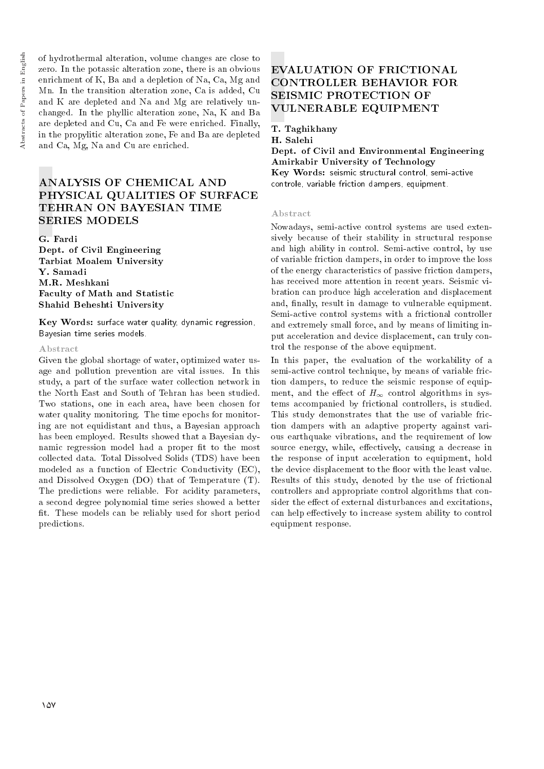of hydrothermal alteration, volume changes are close to zero. In the potassic alteration zone, there is an obvious enrichment of K, Ba and a depletion of Na, Ca, Mg and Mn. In the transition alteration zone, Ca is added, Cu and K are depleted and Na and Mg are relatively unchanged. In the phyllic alteration zone, Na, K and Ba are depleted and Cu, Ca and Fe were enriched. Finally, in the propylitic alteration zone, Fe and Ba are depleted and Ca, Mg, Na and Cu are enriched.

## ANALYSIS OF CHEMICAL AND PHYSICAL QUALITIES OF SURFACE TEHRAN ON BAYESIAN TIME SERIES MODELS

**G. Fardi**
**Dept. of Civil Engineering**
**Tarbiat Moalem University**
**Y. Samadi**
**M.R. Meshkani**
**Faculty of Math and Statistic**
**Shahid Beheshti University**

**Key Words:** surface water quality, dynamic regression, Bayesian time series models.

### Abstract

Given the global shortage of water, optimized water usage and pollution prevention are vital issues. In this study, a part of the surface water collection network in the North East and South of Tehran has been studied. Two stations, one in each area, have been chosen for water quality monitoring. The time epochs for monitoring are not equidistant and thus, a Bayesian approach has been employed. Results showed that a Bayesian dynamic regression model had a proper fit to the most collected data. Total Dissolved Solids (TDS) have been modeled as a function of Electric Conductivity (EC), and Dissolved Oxygen (DO) that of Temperature (T). The predictions were reliable. For acidity parameters, a second degree polynomial time series showed a better fit. These models can be reliably used for short period predictions.

## EVALUATION OF FRICTIONAL CONTROLLER BEHAVIOR FOR SEISMIC PROTECTION OF VULNERABLE EQUIPMENT

**T. Taghikhany**
**H. Salehi**
**Dept. of Civil and Environmental Engineering**
**Amirkabir University of Technology**

**Key Words:** seismic structural control, semi-active controle, variable friction dampers, equipment.

### Abstract

Nowadays, semi-active control systems are used extensively because of their stability in structural response and high ability in control. Semi-active control, by use of variable friction dampers, in order to improve the loss of the energy characteristics of passive friction dampers, has received more attention in recent years. Seismic vibration can produce high acceleration and displacement and, finally, result in damage to vulnerable equipment. Semi-active control systems with a frictional controller and extremely small force, and by means of limiting input acceleration and device displacement, can truly control the response of the above equipment.

In this paper, the evaluation of the workability of a semi-active control technique, by means of variable friction dampers, to reduce the seismic response of equipment, and the effect of $H_\infty$ control algorithms in systems accompanied by frictional controllers, is studied. This study demonstrates that the use of variable friction dampers with an adaptive property against various earthquake vibrations, and the requirement of low source energy, while, effectively, causing a decrease in the response of input acceleration to equipment, hold the device displacement to the floor with the least value. Results of this study, denoted by the use of frictional controllers and appropriate control algorithms that consider the effect of external disturbances and excitations, can help effectively to increase system ability to control equipment response.